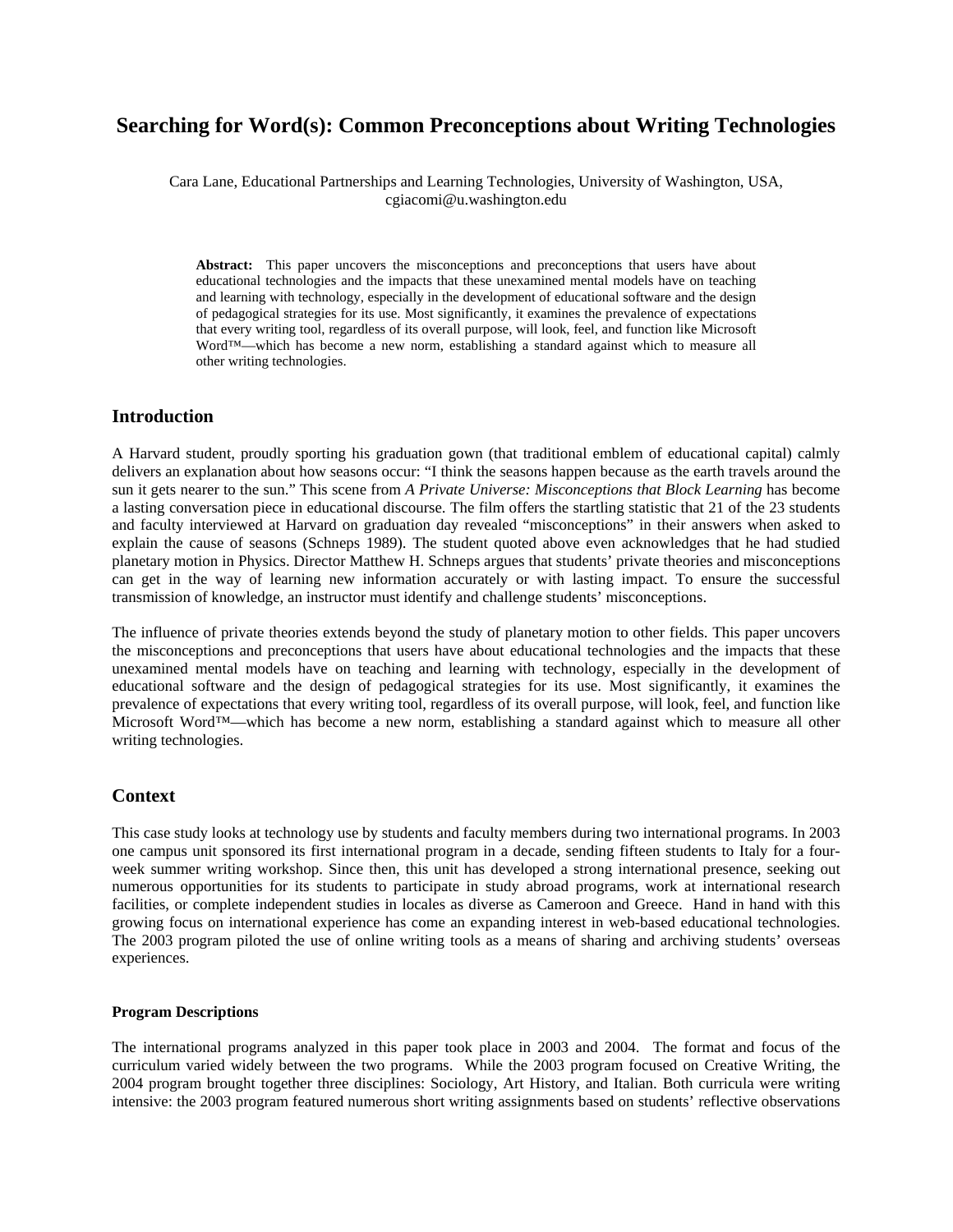# Searching for Word(s): Common Preconceptions about Writing Technologies

Cara Lane, Educational Partnerships and Learning Technologies, University of Washington, USA, cgiacomi@u.washington.edu

**Abstract:** This paper uncovers the misconceptions and preconceptions that users have about educational technologies and the impacts that these unexamined mental models have on teaching and learning with technology, especially in the development of educational software and the design of pedagogical strategies for its use. Most significantly, it examines the prevalence of expectations that every writing tool, regardless of its overall purpose, will look, feel, and function like Microsoft Word™—which has become a new norm, establishing a standard against which to measure all other writing technologies.

## Introduction

A Harvard student, proudly sporting his graduation gown (that traditional emblem of educational capital) calmly delivers an explanation about how seasons occur: "I think the seasons happen because as the earth travels around the sun it gets nearer to the sun." This scene from *A Private Universe: Misconceptions that Block Learning* has become a lasting conversation piece in educational discourse. The film offers the startling statistic that 21 of the 23 students and faculty interviewed at Harvard on graduation day revealed "misconceptions" in their answers when asked to explain the cause of seasons (Schneps 1989). The student quoted above even acknowledges that he had studied planetary motion in Physics. Director Matthew H. Schneps argues that students' private theories and misconceptions can get in the way of learning new information accurately or with lasting impact. To ensure the successful transmission of knowledge, an instructor must identify and challenge students' misconceptions.

The influence of private theories extends beyond the study of planetary motion to other fields. This paper uncovers the misconceptions and preconceptions that users have about educational technologies and the impacts that these unexamined mental models have on teaching and learning with technology, especially in the development of educational software and the design of pedagogical strategies for its use. Most significantly, it examines the prevalence of expectations that every writing tool, regardless of its overall purpose, will look, feel, and function like Microsoft Word™—which has become a new norm, establishing a standard against which to measure all other writing technologies.

## Context

This case study looks at technology use by students and faculty members during two international programs. In 2003 one campus unit sponsored its first international program in a decade, sending fifteen students to Italy for a four-week summer writing workshop. Since then, this unit has developed a strong international presence, seeking out numerous opportunities for its students to participate in study abroad programs, work at international research facilities, or complete independent studies in locales as diverse as Cameroon and Greece. Hand in hand with this growing focus on international experience has come an expanding interest in web-based educational technologies. The 2003 program piloted the use of online writing tools as a means of sharing and archiving students' overseas experiences.

### Program Descriptions

The international programs analyzed in this paper took place in 2003 and 2004. The format and focus of the curriculum varied widely between the two programs. While the 2003 program focused on Creative Writing, the 2004 program brought together three disciplines: Sociology, Art History, and Italian. Both curricula were writing intensive: the 2003 program featured numerous short writing assignments based on students' reflective observations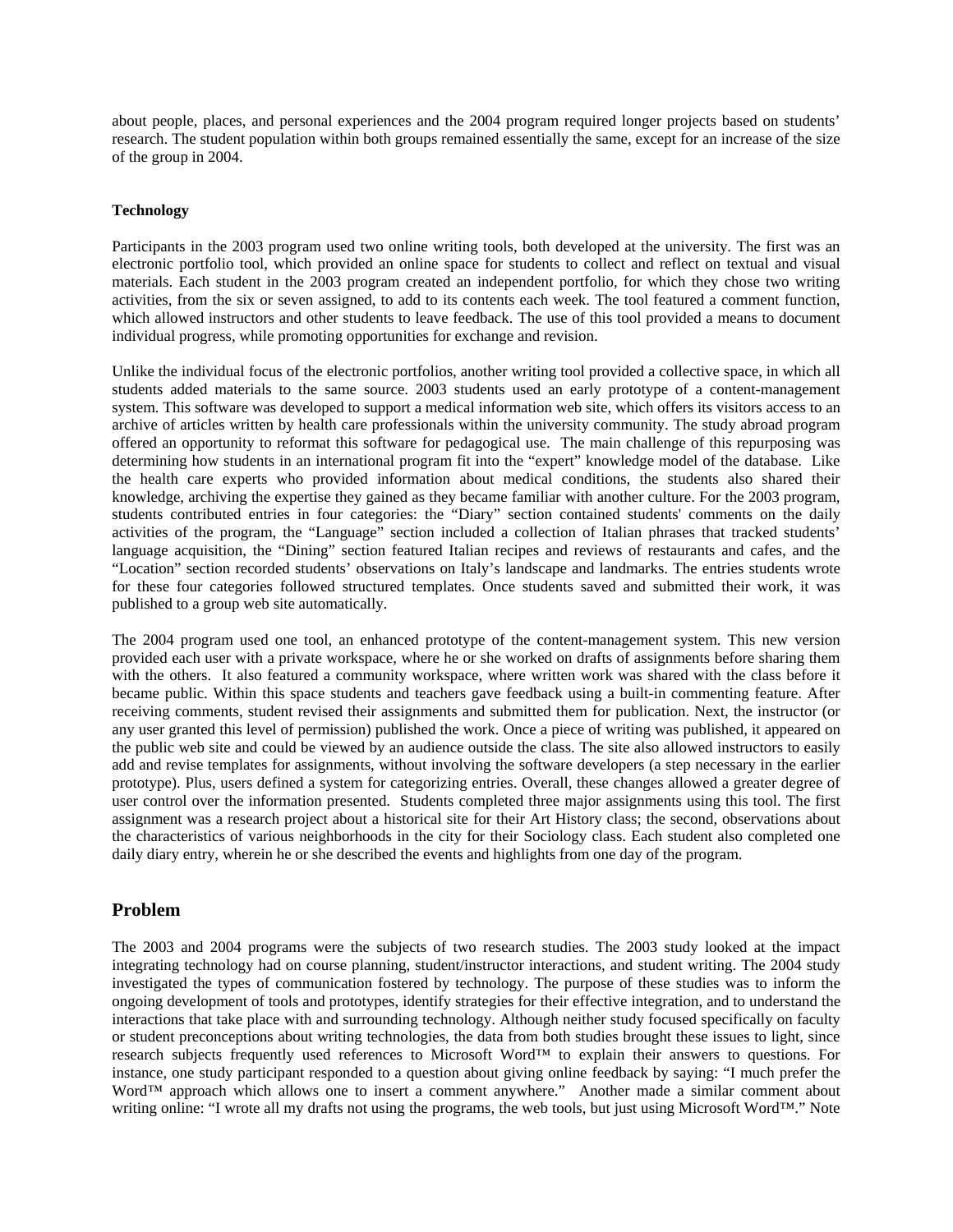about people, places, and personal experiences and the 2004 program required longer projects based on students' research. The student population within both groups remained essentially the same, except for an increase of the size of the group in 2004.

**Technology**

Participants in the 2003 program used two online writing tools, both developed at the university. The first was an electronic portfolio tool, which provided an online space for students to collect and reflect on textual and visual materials. Each student in the 2003 program created an independent portfolio, for which they chose two writing activities, from the six or seven assigned, to add to its contents each week. The tool featured a comment function, which allowed instructors and other students to leave feedback. The use of this tool provided a means to document individual progress, while promoting opportunities for exchange and revision.

Unlike the individual focus of the electronic portfolios, another writing tool provided a collective space, in which all students added materials to the same source. 2003 students used an early prototype of a content-management system. This software was developed to support a medical information web site, which offers its visitors access to an archive of articles written by health care professionals within the university community. The study abroad program offered an opportunity to reformat this software for pedagogical use. The main challenge of this repurposing was determining how students in an international program fit into the "expert" knowledge model of the database. Like the health care experts who provided information about medical conditions, the students also shared their knowledge, archiving the expertise they gained as they became familiar with another culture. For the 2003 program, students contributed entries in four categories: the "Diary" section contained students' comments on the daily activities of the program, the "Language" section included a collection of Italian phrases that tracked students' language acquisition, the "Dining" section featured Italian recipes and reviews of restaurants and cafes, and the "Location" section recorded students' observations on Italy's landscape and landmarks. The entries students wrote for these four categories followed structured templates. Once students saved and submitted their work, it was published to a group web site automatically.

The 2004 program used one tool, an enhanced prototype of the content-management system. This new version provided each user with a private workspace, where he or she worked on drafts of assignments before sharing them with the others. It also featured a community workspace, where written work was shared with the class before it became public. Within this space students and teachers gave feedback using a built-in commenting feature. After receiving comments, student revised their assignments and submitted them for publication. Next, the instructor (or any user granted this level of permission) published the work. Once a piece of writing was published, it appeared on the public web site and could be viewed by an audience outside the class. The site also allowed instructors to easily add and revise templates for assignments, without involving the software developers (a step necessary in the earlier prototype). Plus, users defined a system for categorizing entries. Overall, these changes allowed a greater degree of user control over the information presented. Students completed three major assignments using this tool. The first assignment was a research project about a historical site for their Art History class; the second, observations about the characteristics of various neighborhoods in the city for their Sociology class. Each student also completed one daily diary entry, wherein he or she described the events and highlights from one day of the program.

## Problem

The 2003 and 2004 programs were the subjects of two research studies. The 2003 study looked at the impact integrating technology had on course planning, student/instructor interactions, and student writing. The 2004 study investigated the types of communication fostered by technology. The purpose of these studies was to inform the ongoing development of tools and prototypes, identify strategies for their effective integration, and to understand the interactions that take place with and surrounding technology. Although neither study focused specifically on faculty or student preconceptions about writing technologies, the data from both studies brought these issues to light, since research subjects frequently used references to Microsoft Word™ to explain their answers to questions. For instance, one study participant responded to a question about giving online feedback by saying: "I much prefer the Word™ approach which allows one to insert a comment anywhere." Another made a similar comment about writing online: "I wrote all my drafts not using the programs, the web tools, but just using Microsoft Word™." Note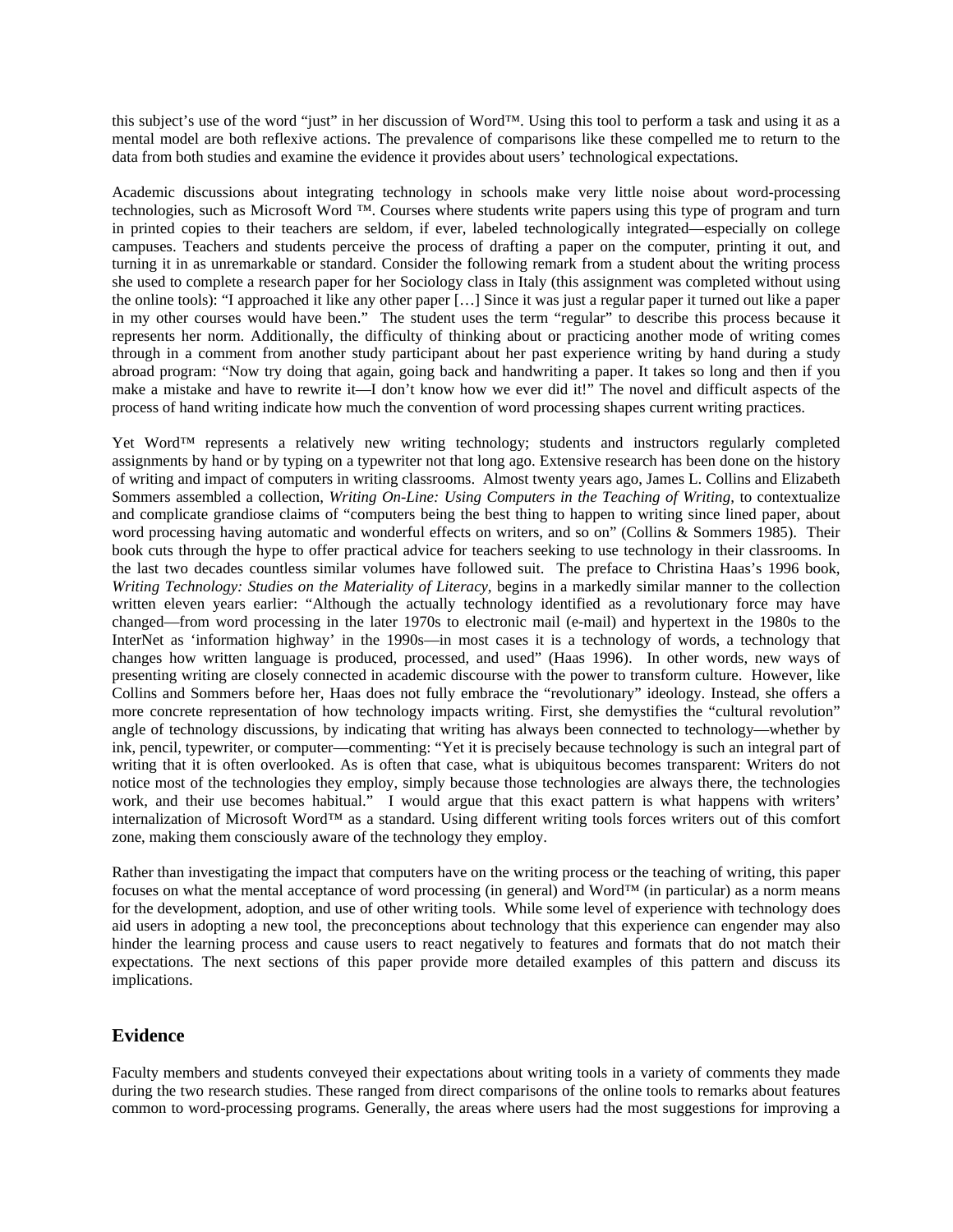this subject's use of the word "just" in her discussion of Word™. Using this tool to perform a task and using it as a mental model are both reflexive actions. The prevalence of comparisons like these compelled me to return to the data from both studies and examine the evidence it provides about users' technological expectations.

Academic discussions about integrating technology in schools make very little noise about word-processing technologies, such as Microsoft Word ™. Courses where students write papers using this type of program and turn in printed copies to their teachers are seldom, if ever, labeled technologically integrated—especially on college campuses. Teachers and students perceive the process of drafting a paper on the computer, printing it out, and turning it in as unremarkable or standard. Consider the following remark from a student about the writing process she used to complete a research paper for her Sociology class in Italy (this assignment was completed without using the online tools): "I approached it like any other paper […] Since it was just a regular paper it turned out like a paper in my other courses would have been." The student uses the term "regular" to describe this process because it represents her norm. Additionally, the difficulty of thinking about or practicing another mode of writing comes through in a comment from another study participant about her past experience writing by hand during a study abroad program: "Now try doing that again, going back and handwriting a paper. It takes so long and then if you make a mistake and have to rewrite it—I don't know how we ever did it!" The novel and difficult aspects of the process of hand writing indicate how much the convention of word processing shapes current writing practices.

Yet Word™ represents a relatively new writing technology; students and instructors regularly completed assignments by hand or by typing on a typewriter not that long ago. Extensive research has been done on the history of writing and impact of computers in writing classrooms. Almost twenty years ago, James L. Collins and Elizabeth Sommers assembled a collection, *Writing On-Line: Using Computers in the Teaching of Writing*, to contextualize and complicate grandiose claims of "computers being the best thing to happen to writing since lined paper, about word processing having automatic and wonderful effects on writers, and so on" (Collins & Sommers 1985). Their book cuts through the hype to offer practical advice for teachers seeking to use technology in their classrooms. In the last two decades countless similar volumes have followed suit. The preface to Christina Haas's 1996 book, *Writing Technology: Studies on the Materiality of Literacy*, begins in a markedly similar manner to the collection written eleven years earlier: "Although the actually technology identified as a revolutionary force may have changed—from word processing in the later 1970s to electronic mail (e-mail) and hypertext in the 1980s to the InterNet as 'information highway' in the 1990s—in most cases it is a technology of words, a technology that changes how written language is produced, processed, and used" (Haas 1996). In other words, new ways of presenting writing are closely connected in academic discourse with the power to transform culture. However, like Collins and Sommers before her, Haas does not fully embrace the "revolutionary" ideology. Instead, she offers a more concrete representation of how technology impacts writing. First, she demystifies the "cultural revolution" angle of technology discussions, by indicating that writing has always been connected to technology—whether by ink, pencil, typewriter, or computer—commenting: "Yet it is precisely because technology is such an integral part of writing that it is often overlooked. As is often that case, what is ubiquitous becomes transparent: Writers do not notice most of the technologies they employ, simply because those technologies are always there, the technologies work, and their use becomes habitual." I would argue that this exact pattern is what happens with writers' internalization of Microsoft Word™ as a standard. Using different writing tools forces writers out of this comfort zone, making them consciously aware of the technology they employ.

Rather than investigating the impact that computers have on the writing process or the teaching of writing, this paper focuses on what the mental acceptance of word processing (in general) and Word™ (in particular) as a norm means for the development, adoption, and use of other writing tools. While some level of experience with technology does aid users in adopting a new tool, the preconceptions about technology that this experience can engender may also hinder the learning process and cause users to react negatively to features and formats that do not match their expectations. The next sections of this paper provide more detailed examples of this pattern and discuss its implications.

## Evidence

Faculty members and students conveyed their expectations about writing tools in a variety of comments they made during the two research studies. These ranged from direct comparisons of the online tools to remarks about features common to word-processing programs. Generally, the areas where users had the most suggestions for improving a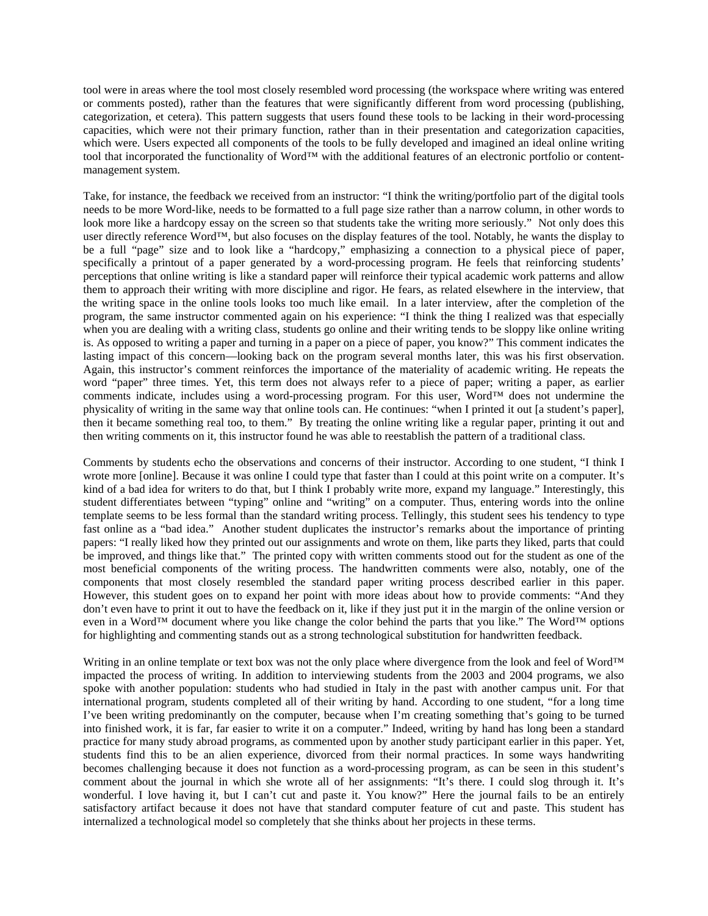tool were in areas where the tool most closely resembled word processing (the workspace where writing was entered or comments posted), rather than the features that were significantly different from word processing (publishing, categorization, et cetera). This pattern suggests that users found these tools to be lacking in their word-processing capacities, which were not their primary function, rather than in their presentation and categorization capacities, which were. Users expected all components of the tools to be fully developed and imagined an ideal online writing tool that incorporated the functionality of Word™ with the additional features of an electronic portfolio or content-management system.

Take, for instance, the feedback we received from an instructor: "I think the writing/portfolio part of the digital tools needs to be more Word-like, needs to be formatted to a full page size rather than a narrow column, in other words to look more like a hardcopy essay on the screen so that students take the writing more seriously." Not only does this user directly reference Word™, but also focuses on the display features of the tool. Notably, he wants the display to be a full "page" size and to look like a "hardcopy," emphasizing a connection to a physical piece of paper, specifically a printout of a paper generated by a word-processing program. He feels that reinforcing students' perceptions that online writing is like a standard paper will reinforce their typical academic work patterns and allow them to approach their writing with more discipline and rigor. He fears, as related elsewhere in the interview, that the writing space in the online tools looks too much like email. In a later interview, after the completion of the program, the same instructor commented again on his experience: "I think the thing I realized was that especially when you are dealing with a writing class, students go online and their writing tends to be sloppy like online writing is. As opposed to writing a paper and turning in a paper on a piece of paper, you know?" This comment indicates the lasting impact of this concern—looking back on the program several months later, this was his first observation. Again, this instructor's comment reinforces the importance of the materiality of academic writing. He repeats the word "paper" three times. Yet, this term does not always refer to a piece of paper; writing a paper, as earlier comments indicate, includes using a word-processing program. For this user, Word™ does not undermine the physicality of writing in the same way that online tools can. He continues: "when I printed it out [a student's paper], then it became something real too, to them." By treating the online writing like a regular paper, printing it out and then writing comments on it, this instructor found he was able to reestablish the pattern of a traditional class.

Comments by students echo the observations and concerns of their instructor. According to one student, "I think I wrote more [online]. Because it was online I could type that faster than I could at this point write on a computer. It's kind of a bad idea for writers to do that, but I think I probably write more, expand my language." Interestingly, this student differentiates between "typing" online and "writing" on a computer. Thus, entering words into the online template seems to be less formal than the standard writing process. Tellingly, this student sees his tendency to type fast online as a "bad idea." Another student duplicates the instructor's remarks about the importance of printing papers: "I really liked how they printed out our assignments and wrote on them, like parts they liked, parts that could be improved, and things like that." The printed copy with written comments stood out for the student as one of the most beneficial components of the writing process. The handwritten comments were also, notably, one of the components that most closely resembled the standard paper writing process described earlier in this paper. However, this student goes on to expand her point with more ideas about how to provide comments: "And they don't even have to print it out to have the feedback on it, like if they just put it in the margin of the online version or even in a Word™ document where you like change the color behind the parts that you like." The Word™ options for highlighting and commenting stands out as a strong technological substitution for handwritten feedback.

Writing in an online template or text box was not the only place where divergence from the look and feel of Word™ impacted the process of writing. In addition to interviewing students from the 2003 and 2004 programs, we also spoke with another population: students who had studied in Italy in the past with another campus unit. For that international program, students completed all of their writing by hand. According to one student, "for a long time I've been writing predominantly on the computer, because when I'm creating something that's going to be turned into finished work, it is far, far easier to write it on a computer." Indeed, writing by hand has long been a standard practice for many study abroad programs, as commented upon by another study participant earlier in this paper. Yet, students find this to be an alien experience, divorced from their normal practices. In some ways handwriting becomes challenging because it does not function as a word-processing program, as can be seen in this student's comment about the journal in which she wrote all of her assignments: "It's there. I could slog through it. It's wonderful. I love having it, but I can't cut and paste it. You know?" Here the journal fails to be an entirely satisfactory artifact because it does not have that standard computer feature of cut and paste. This student has internalized a technological model so completely that she thinks about her projects in these terms.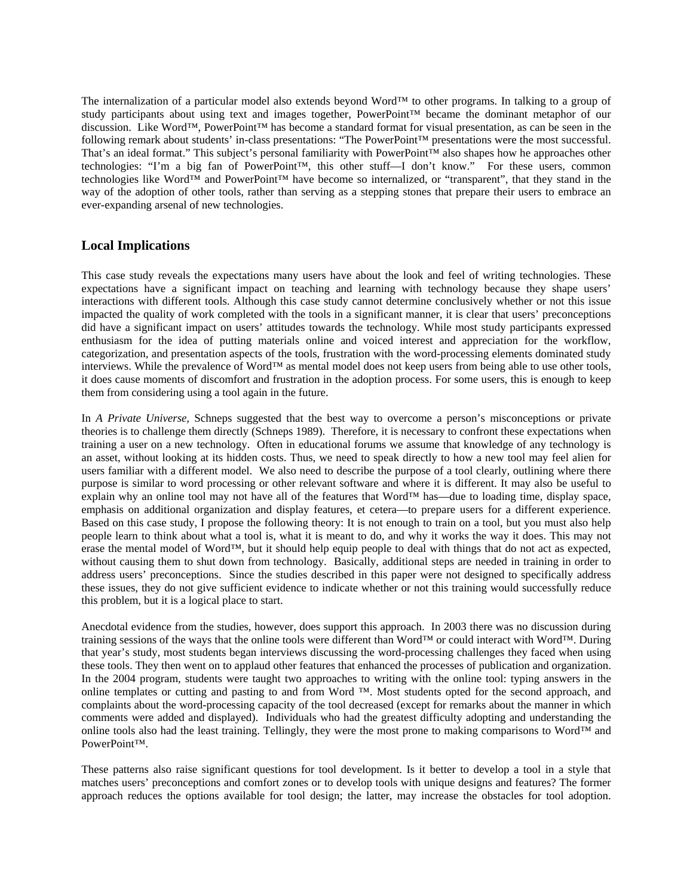The internalization of a particular model also extends beyond Word™ to other programs. In talking to a group of study participants about using text and images together, PowerPoint™ became the dominant metaphor of our discussion. Like Word™, PowerPoint™ has become a standard format for visual presentation, as can be seen in the following remark about students' in-class presentations: "The PowerPoint™ presentations were the most successful. That's an ideal format." This subject's personal familiarity with PowerPoint™ also shapes how he approaches other technologies: "I'm a big fan of PowerPoint™, this other stuff—I don't know." For these users, common technologies like Word™ and PowerPoint™ have become so internalized, or "transparent", that they stand in the way of the adoption of other tools, rather than serving as a stepping stones that prepare their users to embrace an ever-expanding arsenal of new technologies.

## Local Implications

This case study reveals the expectations many users have about the look and feel of writing technologies. These expectations have a significant impact on teaching and learning with technology because they shape users' interactions with different tools. Although this case study cannot determine conclusively whether or not this issue impacted the quality of work completed with the tools in a significant manner, it is clear that users' preconceptions did have a significant impact on users' attitudes towards the technology. While most study participants expressed enthusiasm for the idea of putting materials online and voiced interest and appreciation for the workflow, categorization, and presentation aspects of the tools, frustration with the word-processing elements dominated study interviews. While the prevalence of Word™ as mental model does not keep users from being able to use other tools, it does cause moments of discomfort and frustration in the adoption process. For some users, this is enough to keep them from considering using a tool again in the future.

In *A Private Universe,* Schneps suggested that the best way to overcome a person's misconceptions or private theories is to challenge them directly (Schneps 1989). Therefore, it is necessary to confront these expectations when training a user on a new technology. Often in educational forums we assume that knowledge of any technology is an asset, without looking at its hidden costs. Thus, we need to speak directly to how a new tool may feel alien for users familiar with a different model. We also need to describe the purpose of a tool clearly, outlining where there purpose is similar to word processing or other relevant software and where it is different. It may also be useful to explain why an online tool may not have all of the features that Word™ has—due to loading time, display space, emphasis on additional organization and display features, et cetera—to prepare users for a different experience. Based on this case study, I propose the following theory: It is not enough to train on a tool, but you must also help people learn to think about what a tool is, what it is meant to do, and why it works the way it does. This may not erase the mental model of Word™, but it should help equip people to deal with things that do not act as expected, without causing them to shut down from technology. Basically, additional steps are needed in training in order to address users' preconceptions. Since the studies described in this paper were not designed to specifically address these issues, they do not give sufficient evidence to indicate whether or not this training would successfully reduce this problem, but it is a logical place to start.

Anecdotal evidence from the studies, however, does support this approach. In 2003 there was no discussion during training sessions of the ways that the online tools were different than Word™ or could interact with Word™. During that year's study, most students began interviews discussing the word-processing challenges they faced when using these tools. They then went on to applaud other features that enhanced the processes of publication and organization. In the 2004 program, students were taught two approaches to writing with the online tool: typing answers in the online templates or cutting and pasting to and from Word ™. Most students opted for the second approach, and complaints about the word-processing capacity of the tool decreased (except for remarks about the manner in which comments were added and displayed). Individuals who had the greatest difficulty adopting and understanding the online tools also had the least training. Tellingly, they were the most prone to making comparisons to Word™ and PowerPoint™.

These patterns also raise significant questions for tool development. Is it better to develop a tool in a style that matches users' preconceptions and comfort zones or to develop tools with unique designs and features? The former approach reduces the options available for tool design; the latter, may increase the obstacles for tool adoption.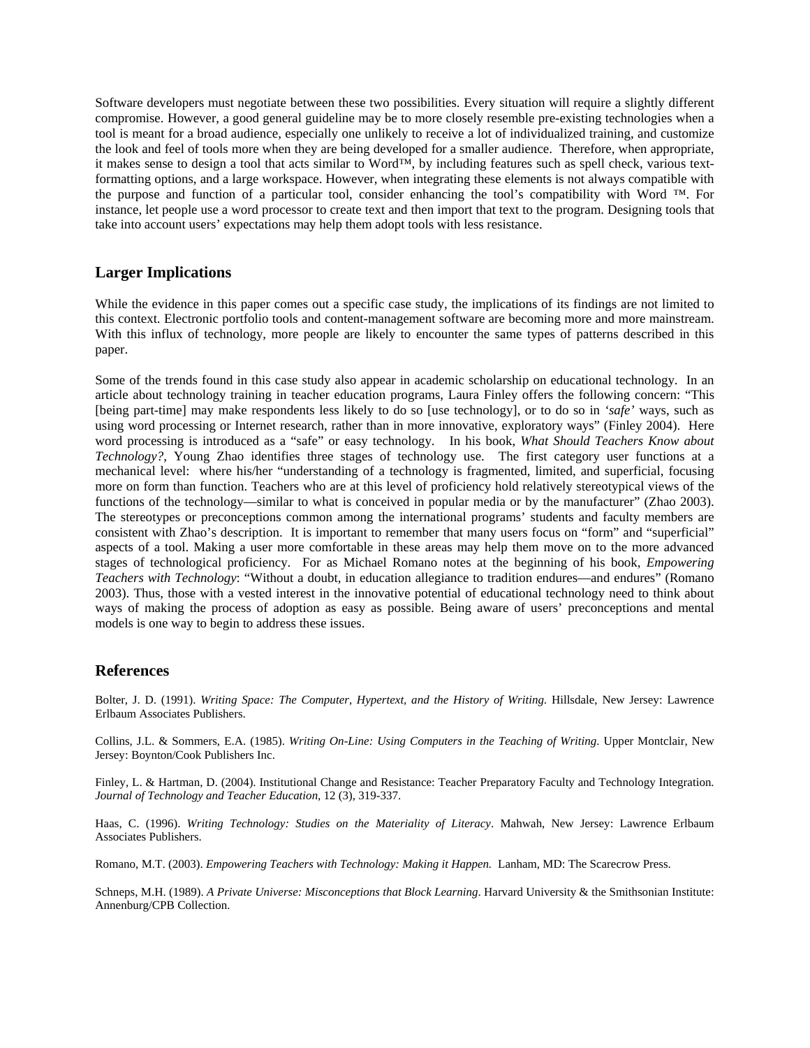Software developers must negotiate between these two possibilities. Every situation will require a slightly different compromise. However, a good general guideline may be to more closely resemble pre-existing technologies when a tool is meant for a broad audience, especially one unlikely to receive a lot of individualized training, and customize the look and feel of tools more when they are being developed for a smaller audience. Therefore, when appropriate, it makes sense to design a tool that acts similar to Word™, by including features such as spell check, various text-formatting options, and a large workspace. However, when integrating these elements is not always compatible with the purpose and function of a particular tool, consider enhancing the tool's compatibility with Word ™. For instance, let people use a word processor to create text and then import that text to the program. Designing tools that take into account users' expectations may help them adopt tools with less resistance.

## Larger Implications

While the evidence in this paper comes out a specific case study, the implications of its findings are not limited to this context. Electronic portfolio tools and content-management software are becoming more and more mainstream. With this influx of technology, more people are likely to encounter the same types of patterns described in this paper.

Some of the trends found in this case study also appear in academic scholarship on educational technology. In an article about technology training in teacher education programs, Laura Finley offers the following concern: "This [being part-time] may make respondents less likely to do so [use technology], or to do so in *'safe'* ways, such as using word processing or Internet research, rather than in more innovative, exploratory ways" (Finley 2004). Here word processing is introduced as a "safe" or easy technology. In his book, *What Should Teachers Know about Technology?*, Young Zhao identifies three stages of technology use. The first category user functions at a mechanical level: where his/her "understanding of a technology is fragmented, limited, and superficial, focusing more on form than function. Teachers who are at this level of proficiency hold relatively stereotypical views of the functions of the technology—similar to what is conceived in popular media or by the manufacturer" (Zhao 2003). The stereotypes or preconceptions common among the international programs' students and faculty members are consistent with Zhao's description. It is important to remember that many users focus on "form" and "superficial" aspects of a tool. Making a user more comfortable in these areas may help them move on to the more advanced stages of technological proficiency. For as Michael Romano notes at the beginning of his book, *Empowering Teachers with Technology*: "Without a doubt, in education allegiance to tradition endures—and endures" (Romano 2003). Thus, those with a vested interest in the innovative potential of educational technology need to think about ways of making the process of adoption as easy as possible. Being aware of users' preconceptions and mental models is one way to begin to address these issues.

## References

Bolter, J. D. (1991). *Writing Space: The Computer, Hypertext, and the History of Writing*. Hillsdale, New Jersey: Lawrence Erlbaum Associates Publishers.

Collins, J.L. & Sommers, E.A. (1985). *Writing On-Line: Using Computers in the Teaching of Writing*. Upper Montclair, New Jersey: Boynton/Cook Publishers Inc.

Finley, L. & Hartman, D. (2004). Institutional Change and Resistance: Teacher Preparatory Faculty and Technology Integration. *Journal of Technology and Teacher Education*, 12 (3), 319-337.

Haas, C. (1996). *Writing Technology: Studies on the Materiality of Literacy*. Mahwah, New Jersey: Lawrence Erlbaum Associates Publishers.

Romano, M.T. (2003). *Empowering Teachers with Technology: Making it Happen.* Lanham, MD: The Scarecrow Press.

Schneps, M.H. (1989). *A Private Universe: Misconceptions that Block Learning*. Harvard University & the Smithsonian Institute: Annenburg/CPB Collection.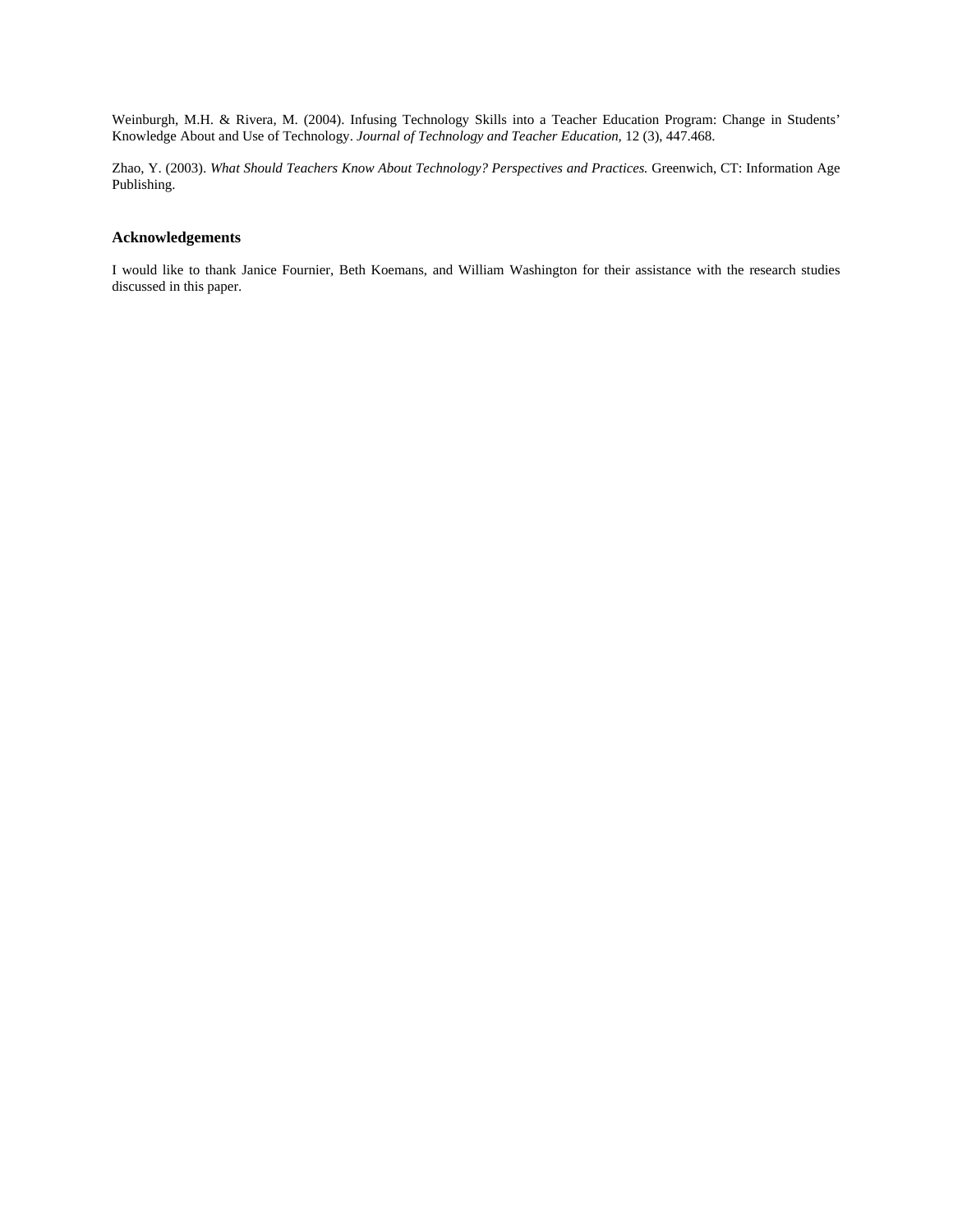Weinburgh, M.H. & Rivera, M. (2004). Infusing Technology Skills into a Teacher Education Program: Change in Students' Knowledge About and Use of Technology. *Journal of Technology and Teacher Education,* 12 (3), 447.468.

Zhao, Y. (2003). *What Should Teachers Know About Technology? Perspectives and Practices.* Greenwich, CT: Information Age Publishing.

### Acknowledgements

I would like to thank Janice Fournier, Beth Koemans, and William Washington for their assistance with the research studies discussed in this paper.